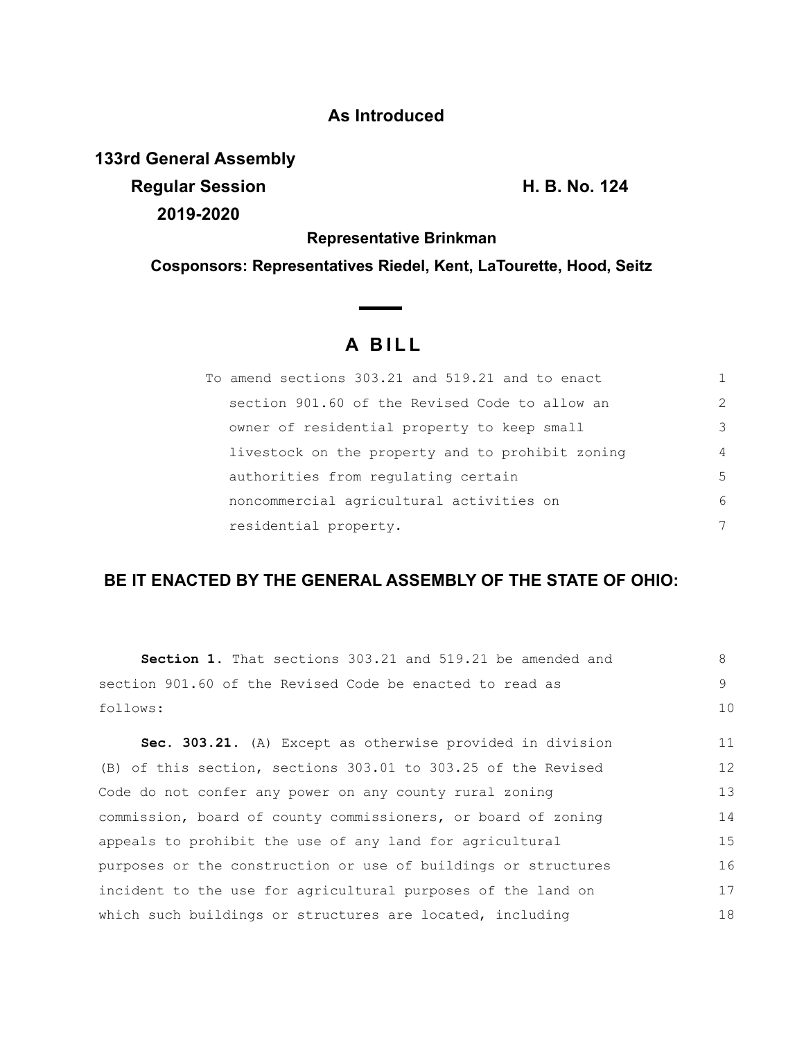**As Introduced**

**133rd General Assembly**
**Regular Session**
**2019-2020**

**H. B. No. 124**

**Representative Brinkman**

**Cosponsors: Representatives Riedel, Kent, LaTourette, Hood, Seitz**

# A BILL

To amend sections 303.21 and 519.21 and to enact section 901.60 of the Revised Code to allow an owner of residential property to keep small livestock on the property and to prohibit zoning authorities from regulating certain noncommercial agricultural activities on residential property.

**BE IT ENACTED BY THE GENERAL ASSEMBLY OF THE STATE OF OHIO:**

**Section 1.** That sections 303.21 and 519.21 be amended and section 901.60 of the Revised Code be enacted to read as follows:

**Sec. 303.21.** (A) Except as otherwise provided in division (B) of this section, sections 303.01 to 303.25 of the Revised Code do not confer any power on any county rural zoning commission, board of county commissioners, or board of zoning appeals to prohibit the use of any land for agricultural purposes or the construction or use of buildings or structures incident to the use for agricultural purposes of the land on which such buildings or structures are located, including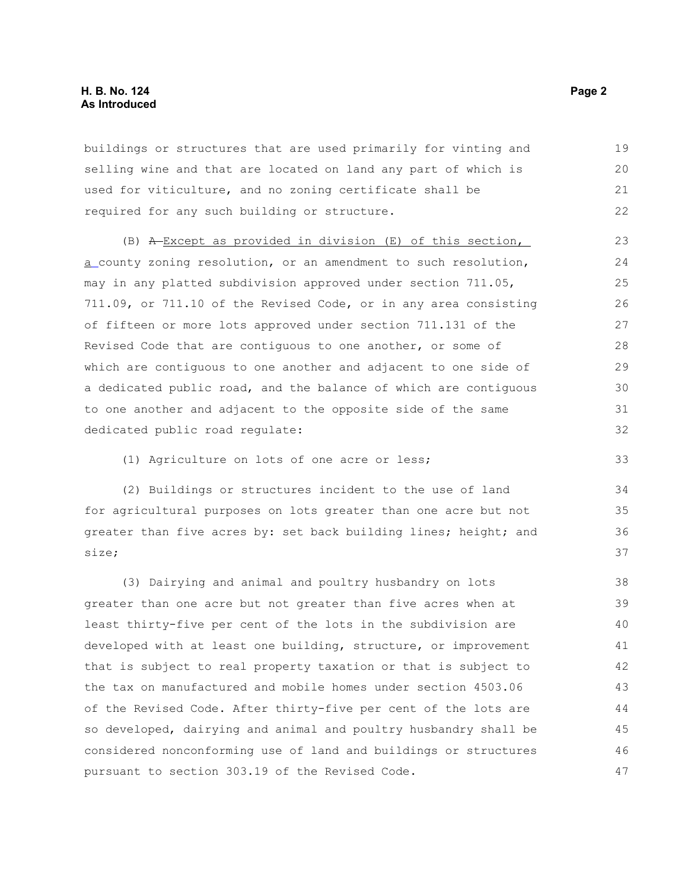buildings or structures that are used primarily for vinting and selling wine and that are located on land any part of which is used for viticulture, and no zoning certificate shall be required for any such building or structure.

(B) ~~A~~ Except as provided in division (E) of this section, a county zoning resolution, or an amendment to such resolution, may in any platted subdivision approved under section 711.05, 711.09, or 711.10 of the Revised Code, or in any area consisting of fifteen or more lots approved under section 711.131 of the Revised Code that are contiguous to one another, or some of which are contiguous to one another and adjacent to one side of a dedicated public road, and the balance of which are contiguous to one another and adjacent to the opposite side of the same dedicated public road regulate:

(1) Agriculture on lots of one acre or less;

(2) Buildings or structures incident to the use of land for agricultural purposes on lots greater than one acre but not greater than five acres by: set back building lines; height; and size;

(3) Dairying and animal and poultry husbandry on lots greater than one acre but not greater than five acres when at least thirty-five per cent of the lots in the subdivision are developed with at least one building, structure, or improvement that is subject to real property taxation or that is subject to the tax on manufactured and mobile homes under section 4503.06 of the Revised Code. After thirty-five per cent of the lots are so developed, dairying and animal and poultry husbandry shall be considered nonconforming use of land and buildings or structures pursuant to section 303.19 of the Revised Code.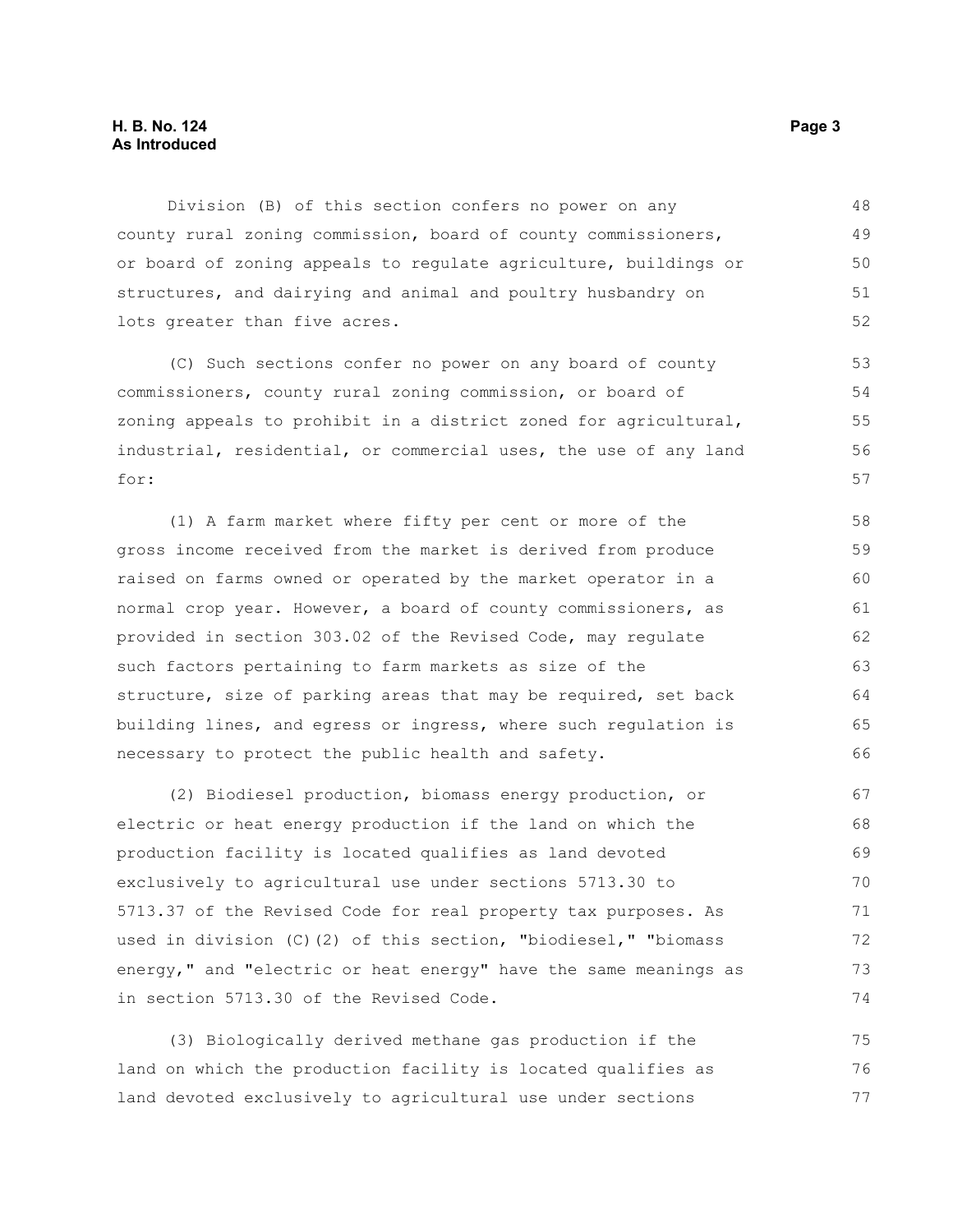Division (B) of this section confers no power on any county rural zoning commission, board of county commissioners, or board of zoning appeals to regulate agriculture, buildings or structures, and dairying and animal and poultry husbandry on lots greater than five acres.

(C) Such sections confer no power on any board of county commissioners, county rural zoning commission, or board of zoning appeals to prohibit in a district zoned for agricultural, industrial, residential, or commercial uses, the use of any land for:

(1) A farm market where fifty per cent or more of the gross income received from the market is derived from produce raised on farms owned or operated by the market operator in a normal crop year. However, a board of county commissioners, as provided in section 303.02 of the Revised Code, may regulate such factors pertaining to farm markets as size of the structure, size of parking areas that may be required, set back building lines, and egress or ingress, where such regulation is necessary to protect the public health and safety.

(2) Biodiesel production, biomass energy production, or electric or heat energy production if the land on which the production facility is located qualifies as land devoted exclusively to agricultural use under sections 5713.30 to 5713.37 of the Revised Code for real property tax purposes. As used in division (C)(2) of this section, "biodiesel," "biomass energy," and "electric or heat energy" have the same meanings as in section 5713.30 of the Revised Code.

(3) Biologically derived methane gas production if the land on which the production facility is located qualifies as land devoted exclusively to agricultural use under sections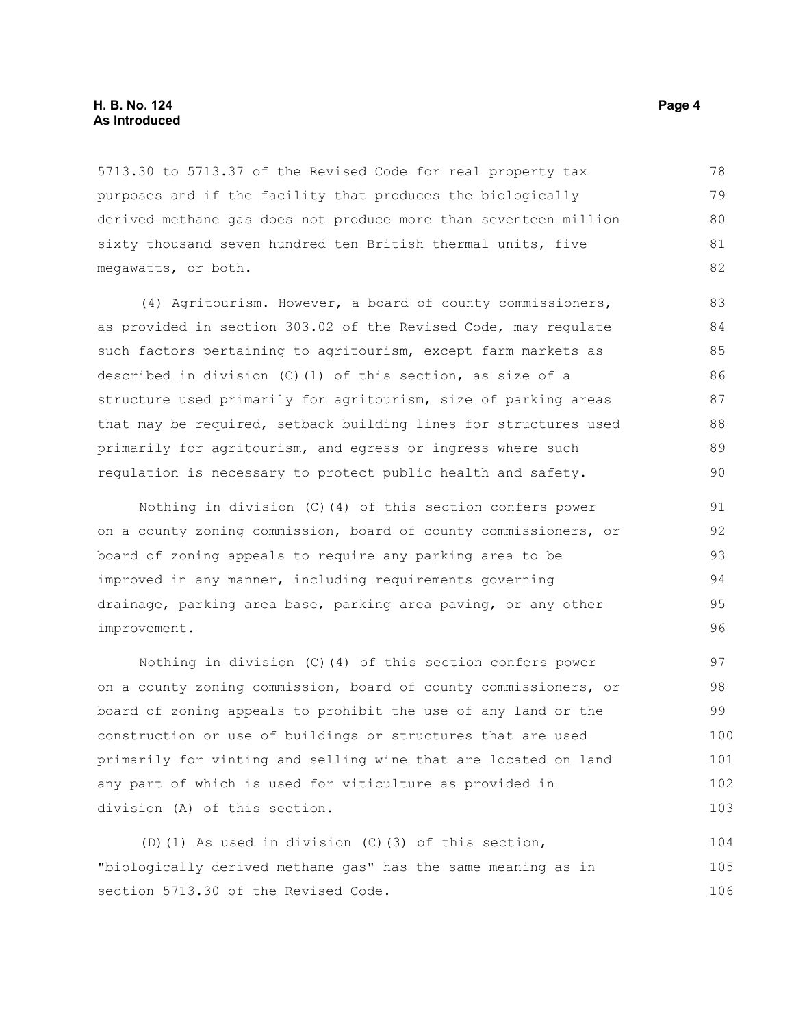5713.30 to 5713.37 of the Revised Code for real property tax purposes and if the facility that produces the biologically derived methane gas does not produce more than seventeen million sixty thousand seven hundred ten British thermal units, five megawatts, or both.

(4) Agritourism. However, a board of county commissioners, as provided in section 303.02 of the Revised Code, may regulate such factors pertaining to agritourism, except farm markets as described in division (C)(1) of this section, as size of a structure used primarily for agritourism, size of parking areas that may be required, setback building lines for structures used primarily for agritourism, and egress or ingress where such regulation is necessary to protect public health and safety.

Nothing in division (C)(4) of this section confers power on a county zoning commission, board of county commissioners, or board of zoning appeals to require any parking area to be improved in any manner, including requirements governing drainage, parking area base, parking area paving, or any other improvement.

Nothing in division (C)(4) of this section confers power on a county zoning commission, board of county commissioners, or board of zoning appeals to prohibit the use of any land or the construction or use of buildings or structures that are used primarily for vinting and selling wine that are located on land any part of which is used for viticulture as provided in division (A) of this section.

(D)(1) As used in division (C)(3) of this section, "biologically derived methane gas" has the same meaning as in section 5713.30 of the Revised Code.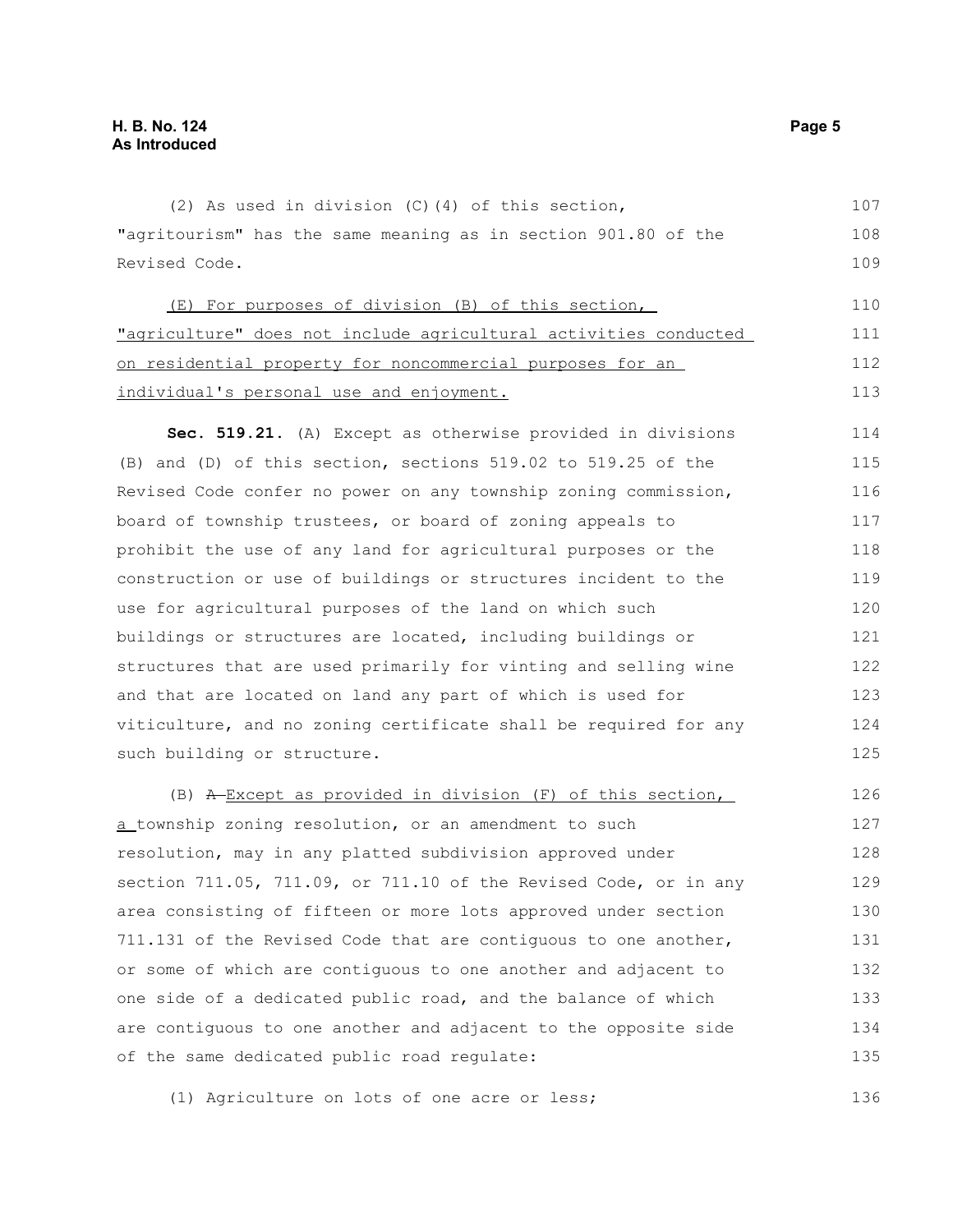(2) As used in division (C)(4) of this section, "agritourism" has the same meaning as in section 901.80 of the Revised Code.

<u>(E) For purposes of division (B) of this section, "agriculture" does not include agricultural activities conducted on residential property for noncommercial purposes for an individual's personal use and enjoyment.</u>

**Sec. 519.21.** (A) Except as otherwise provided in divisions (B) and (D) of this section, sections 519.02 to 519.25 of the Revised Code confer no power on any township zoning commission, board of township trustees, or board of zoning appeals to prohibit the use of any land for agricultural purposes or the construction or use of buildings or structures incident to the use for agricultural purposes of the land on which such buildings or structures are located, including buildings or structures that are used primarily for vinting and selling wine and that are located on land any part of which is used for viticulture, and no zoning certificate shall be required for any such building or structure.

(B) ~~A~~ <u>Except as provided in division (F) of this section, a</u> township zoning resolution, or an amendment to such resolution, may in any platted subdivision approved under section 711.05, 711.09, or 711.10 of the Revised Code, or in any area consisting of fifteen or more lots approved under section 711.131 of the Revised Code that are contiguous to one another, or some of which are contiguous to one another and adjacent to one side of a dedicated public road, and the balance of which are contiguous to one another and adjacent to the opposite side of the same dedicated public road regulate:

(1) Agriculture on lots of one acre or less;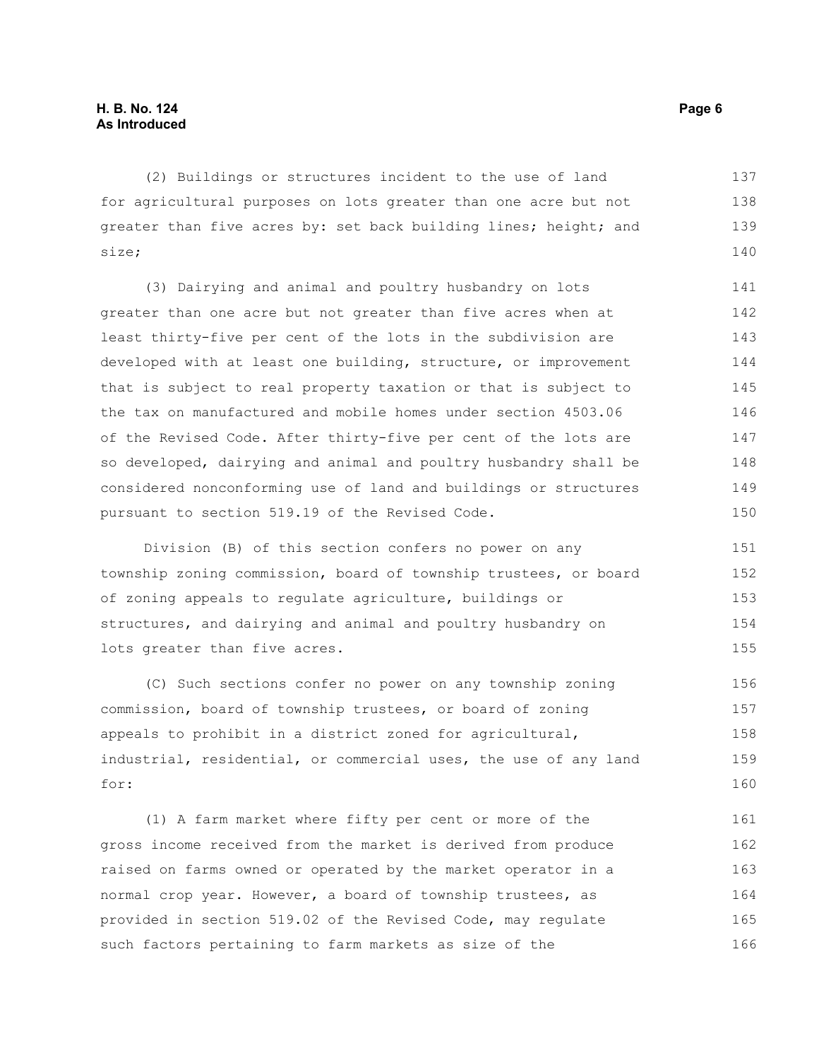(2) Buildings or structures incident to the use of land for agricultural purposes on lots greater than one acre but not greater than five acres by: set back building lines; height; and size;

(3) Dairying and animal and poultry husbandry on lots greater than one acre but not greater than five acres when at least thirty-five per cent of the lots in the subdivision are developed with at least one building, structure, or improvement that is subject to real property taxation or that is subject to the tax on manufactured and mobile homes under section 4503.06 of the Revised Code. After thirty-five per cent of the lots are so developed, dairying and animal and poultry husbandry shall be considered nonconforming use of land and buildings or structures pursuant to section 519.19 of the Revised Code.

Division (B) of this section confers no power on any township zoning commission, board of township trustees, or board of zoning appeals to regulate agriculture, buildings or structures, and dairying and animal and poultry husbandry on lots greater than five acres.

(C) Such sections confer no power on any township zoning commission, board of township trustees, or board of zoning appeals to prohibit in a district zoned for agricultural, industrial, residential, or commercial uses, the use of any land for:

(1) A farm market where fifty per cent or more of the gross income received from the market is derived from produce raised on farms owned or operated by the market operator in a normal crop year. However, a board of township trustees, as provided in section 519.02 of the Revised Code, may regulate such factors pertaining to farm markets as size of the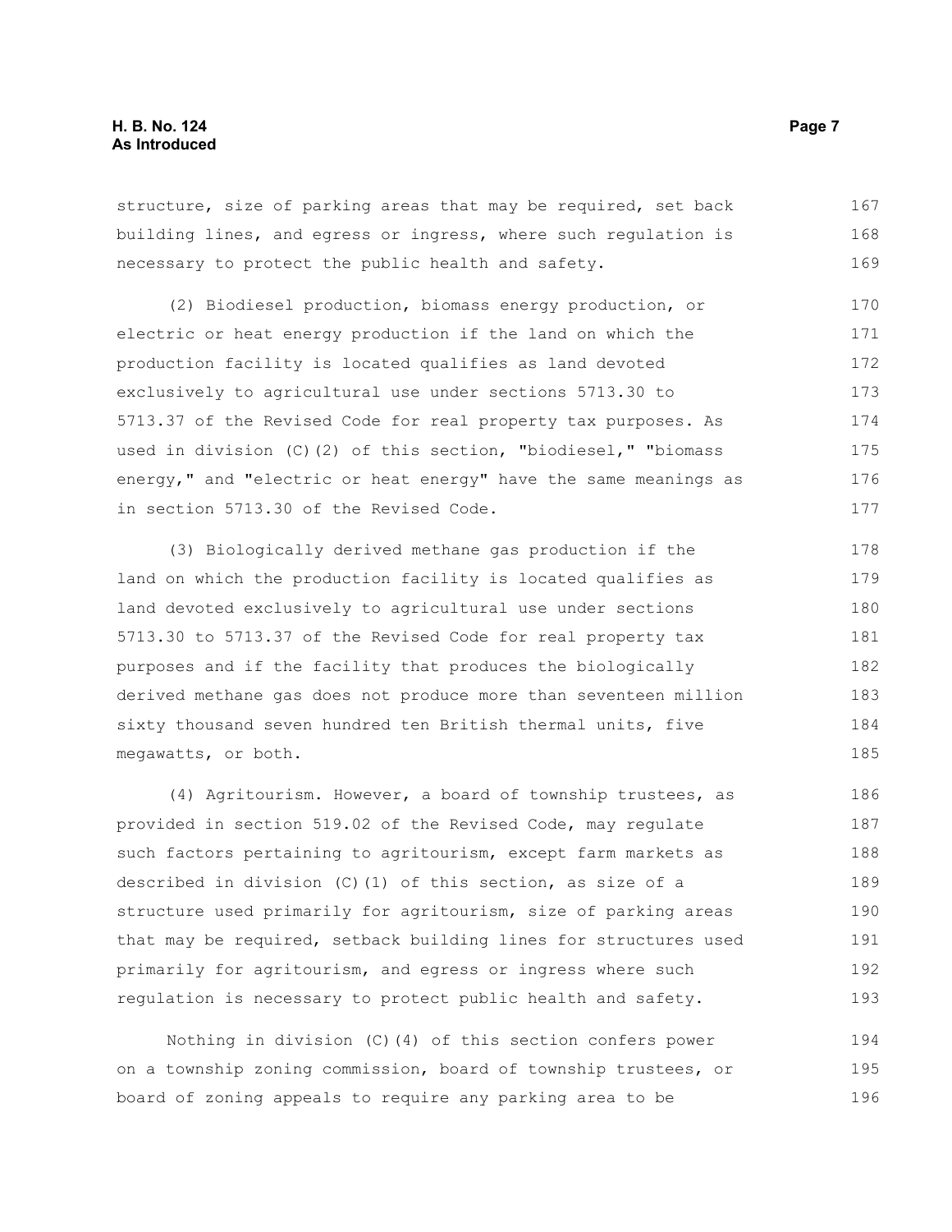structure, size of parking areas that may be required, set back building lines, and egress or ingress, where such regulation is necessary to protect the public health and safety.

(2) Biodiesel production, biomass energy production, or electric or heat energy production if the land on which the production facility is located qualifies as land devoted exclusively to agricultural use under sections 5713.30 to 5713.37 of the Revised Code for real property tax purposes. As used in division (C)(2) of this section, "biodiesel," "biomass energy," and "electric or heat energy" have the same meanings as in section 5713.30 of the Revised Code.

(3) Biologically derived methane gas production if the land on which the production facility is located qualifies as land devoted exclusively to agricultural use under sections 5713.30 to 5713.37 of the Revised Code for real property tax purposes and if the facility that produces the biologically derived methane gas does not produce more than seventeen million sixty thousand seven hundred ten British thermal units, five megawatts, or both.

(4) Agritourism. However, a board of township trustees, as provided in section 519.02 of the Revised Code, may regulate such factors pertaining to agritourism, except farm markets as described in division (C)(1) of this section, as size of a structure used primarily for agritourism, size of parking areas that may be required, setback building lines for structures used primarily for agritourism, and egress or ingress where such regulation is necessary to protect public health and safety.

Nothing in division (C)(4) of this section confers power on a township zoning commission, board of township trustees, or board of zoning appeals to require any parking area to be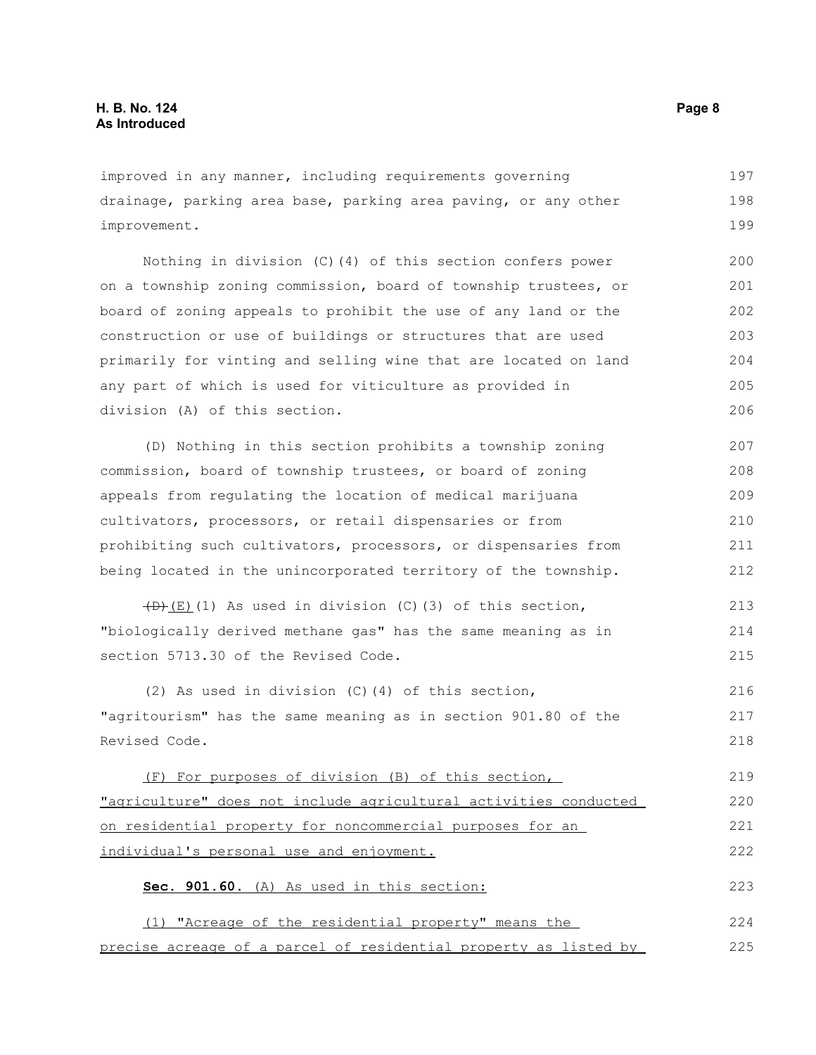improved in any manner, including requirements governing drainage, parking area base, parking area paving, or any other improvement.

Nothing in division (C)(4) of this section confers power on a township zoning commission, board of township trustees, or board of zoning appeals to prohibit the use of any land or the construction or use of buildings or structures that are used primarily for vinting and selling wine that are located on land any part of which is used for viticulture as provided in division (A) of this section.

(D) Nothing in this section prohibits a township zoning commission, board of township trustees, or board of zoning appeals from regulating the location of medical marijuana cultivators, processors, or retail dispensaries or from prohibiting such cultivators, processors, or dispensaries from being located in the unincorporated territory of the township.

~~(D)~~ <u>(E)</u>(1) As used in division (C)(3) of this section, "biologically derived methane gas" has the same meaning as in section 5713.30 of the Revised Code.

(2) As used in division (C)(4) of this section, "agritourism" has the same meaning as in section 901.80 of the Revised Code.

<u>(F) For purposes of division (B) of this section, "agriculture" does not include agricultural activities conducted on residential property for noncommercial purposes for an individual's personal use and enjoyment.</u>

<u>**Sec. 901.60.** (A) As used in this section:</u>

<u>(1) "Acreage of the residential property" means the precise acreage of a parcel of residential property as listed by</u>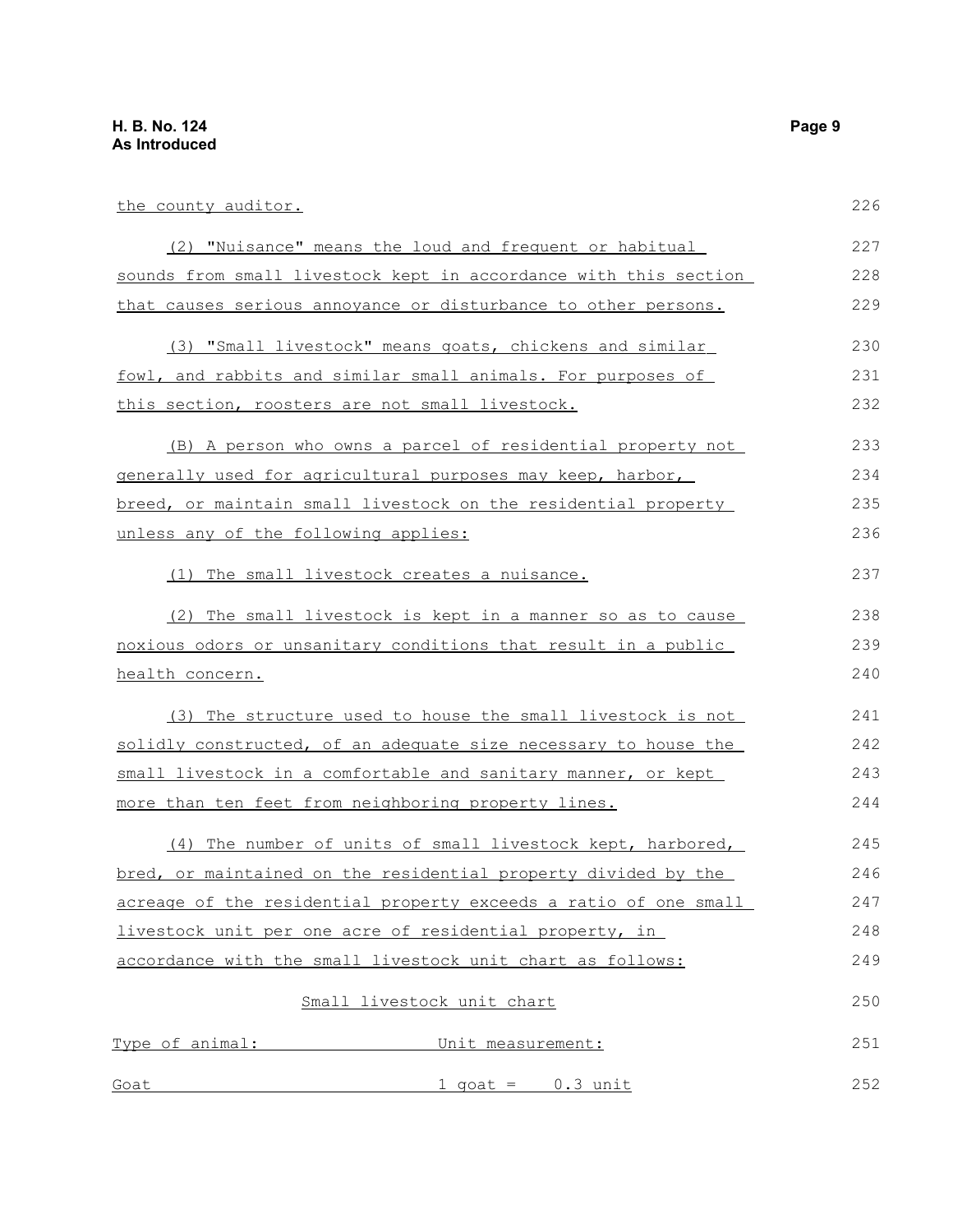the county auditor.

(2) "Nuisance" means the loud and frequent or habitual sounds from small livestock kept in accordance with this section that causes serious annoyance or disturbance to other persons.

(3) "Small livestock" means goats, chickens and similar fowl, and rabbits and similar small animals. For purposes of this section, roosters are not small livestock.

(B) A person who owns a parcel of residential property not generally used for agricultural purposes may keep, harbor, breed, or maintain small livestock on the residential property unless any of the following applies:

(1) The small livestock creates a nuisance.

(2) The small livestock is kept in a manner so as to cause noxious odors or unsanitary conditions that result in a public health concern.

(3) The structure used to house the small livestock is not solidly constructed, of an adequate size necessary to house the small livestock in a comfortable and sanitary manner, or kept more than ten feet from neighboring property lines.

(4) The number of units of small livestock kept, harbored, bred, or maintained on the residential property divided by the acreage of the residential property exceeds a ratio of one small livestock unit per one acre of residential property, in accordance with the small livestock unit chart as follows:

Small livestock unit chart

| Type of animal: | Unit measurement: |
| --- | --- |
| Goat | 1 goat = 0.3 unit |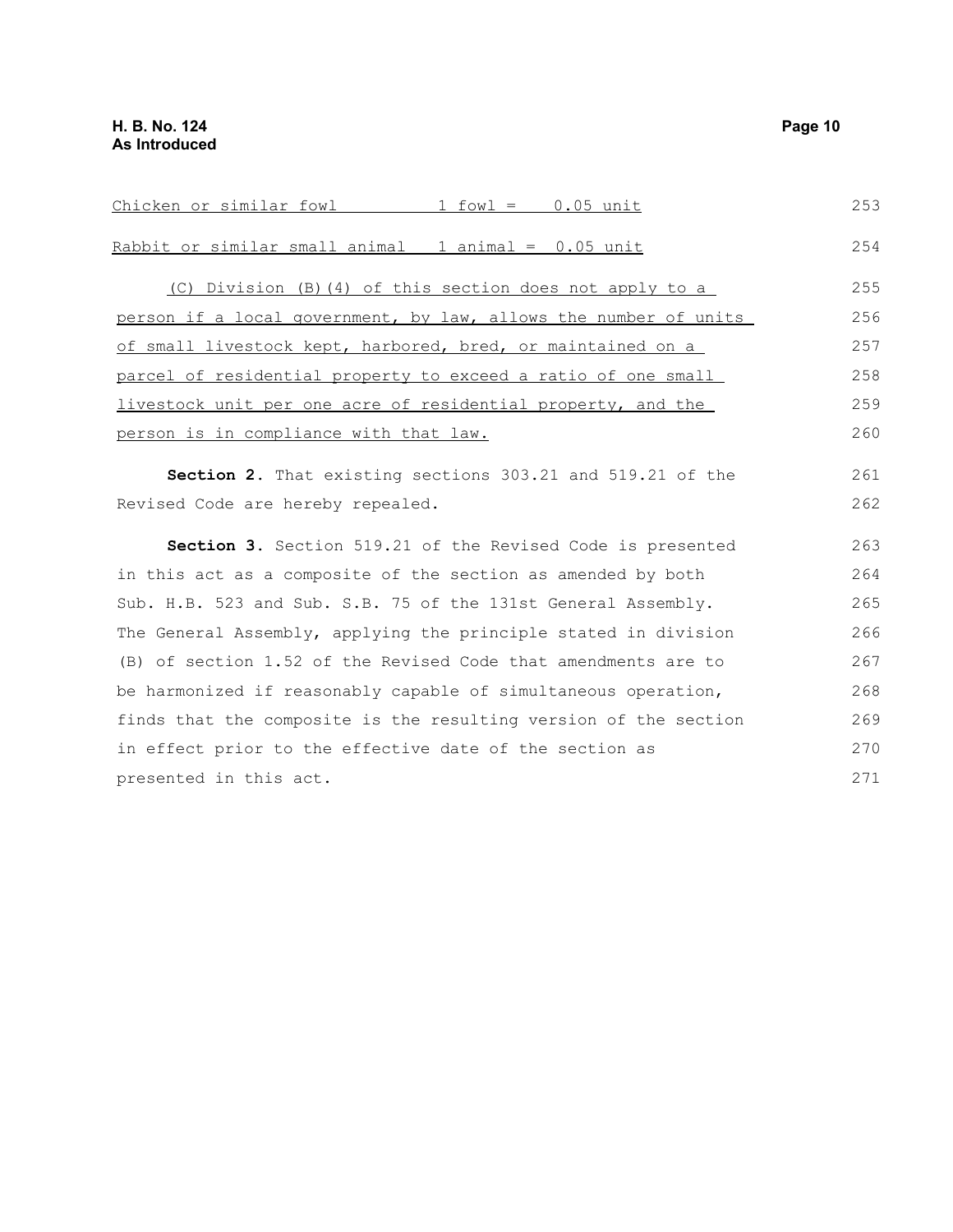| | |
|---|---|
| Chicken or similar fowl | 1 fowl = 0.05 unit |
| Rabbit or similar small animal | 1 animal = 0.05 unit |

(C) Division (B)(4) of this section does not apply to a person if a local government, by law, allows the number of units of small livestock kept, harbored, bred, or maintained on a parcel of residential property to exceed a ratio of one small livestock unit per one acre of residential property, and the person is in compliance with that law.

**Section 2.** That existing sections 303.21 and 519.21 of the Revised Code are hereby repealed.

**Section 3.** Section 519.21 of the Revised Code is presented in this act as a composite of the section as amended by both Sub. H.B. 523 and Sub. S.B. 75 of the 131st General Assembly. The General Assembly, applying the principle stated in division (B) of section 1.52 of the Revised Code that amendments are to be harmonized if reasonably capable of simultaneous operation, finds that the composite is the resulting version of the section in effect prior to the effective date of the section as presented in this act.